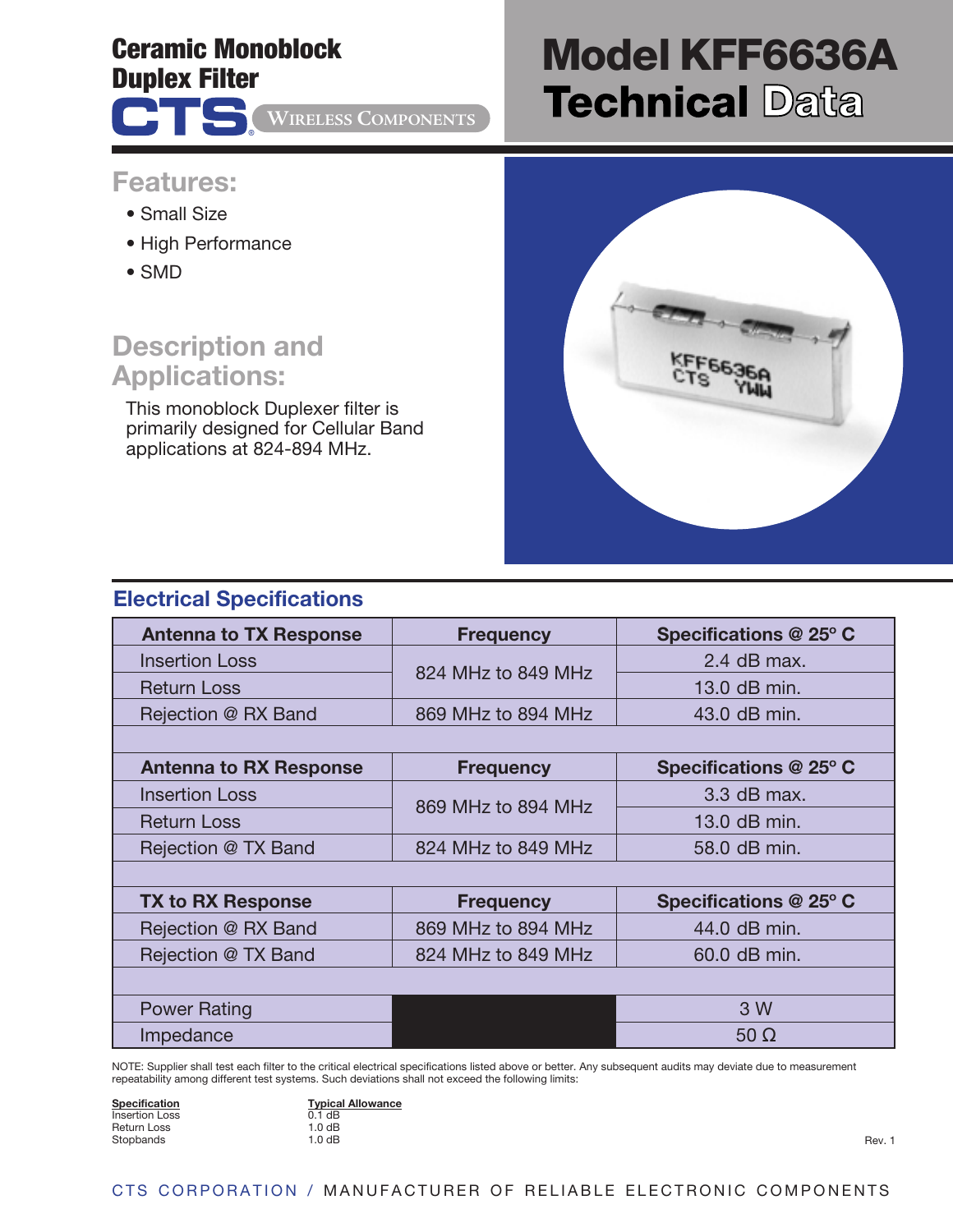# Ceramic Monoblock Duplex Filter

CTS WIRELESS COMPONENTS

# Model KFF6636A Technical Data

## Features:

- Small Size
- High Performance
- SMD

## Description and Applications:

This monoblock Duplexer filter is primarily designed for Cellular Band applications at 824-894 MHz.

## Electrical Specifications

| Antenna to TX Response | Frequency | Specifications @ 25° C |
|---|---|---|
| Insertion Loss | 824 MHz to 849 MHz | 2.4 dB max. |
| Return Loss | | 13.0 dB min. |
| Rejection @ RX Band | 869 MHz to 894 MHz | 43.0 dB min. |
| | | |
| **Antenna to RX Response** | **Frequency** | **Specifications @ 25° C** |
| Insertion Loss | 869 MHz to 894 MHz | 3.3 dB max. |
| Return Loss | | 13.0 dB min. |
| Rejection @ TX Band | 824 MHz to 849 MHz | 58.0 dB min. |
| | | |
| **TX to RX Response** | **Frequency** | **Specifications @ 25° C** |
| Rejection @ RX Band | 869 MHz to 894 MHz | 44.0 dB min. |
| Rejection @ TX Band | 824 MHz to 849 MHz | 60.0 dB min. |
| | | |
| Power Rating | | 3 W |
| Impedance | | 50 Ω |

NOTE: Supplier shall test each filter to the critical electrical specifications listed above or better. Any subsequent audits may deviate due to measurement repeatability among different test systems. Such deviations shall not exceed the following limits:

| Specification | Typical Allowance |
|---|---|
| Insertion Loss | 0.1 dB |
| Return Loss | 1.0 dB |
| Stopbands | 1.0 dB |

Rev. 1

CTS CORPORATION / MANUFACTURER OF RELIABLE ELECTRONIC COMPONENTS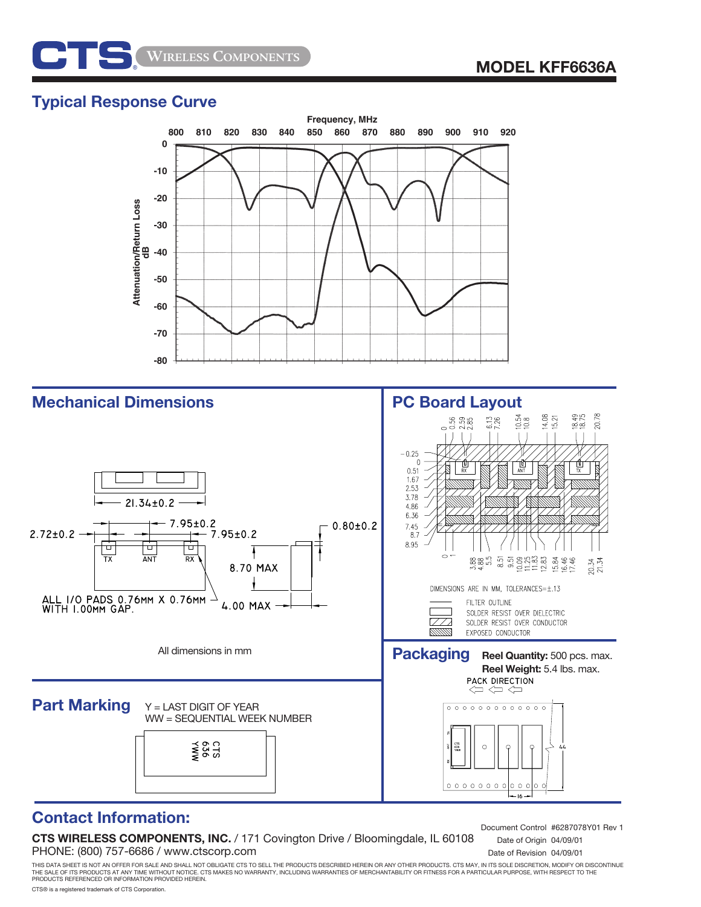# MODEL KFF6636A

## Typical Response Curve

Frequency, MHz

800 810 820 830 840 850 860 870 880 890 900 910 920

0 -10 -20 -30 -40 -50 -60 -70 -80

Attenuation/Return Loss dB

## Mechanical Dimensions

21.34±0.2

2.72±0.2

7.95±0.2

7.95±0.2

0.80±0.2

TX ANT RX

8.70 MAX

4.00 MAX

ALL I/O PADS 0.76MM X 0.76MM WITH 1.00MM GAP.

All dimensions in mm

## PC Board Layout

0 0.56 2.59 2.85 6.13 7.26 10.54 10.8 14.08 15.21 18.49 18.75 20.78

-0.25 0 0.51 1.67 2.53 3.78 4.86 6.36 7.45 8.7 8.95

RX ANT TX

0 1 3.88 4.88 5.5 8.51 9.51 10.09 11.25 11.83 12.83 15.84 16.46 17.46 20.34 21.34

DIMENSIONS ARE IN MM, TOLERANCES=±.13

- FILTER OUTLINE
- SOLDER RESIST OVER DIELECTRIC
- SOLDER RESIST OVER CONDUCTOR
- EXPOSED CONDUCTOR

## Part Marking

Y = LAST DIGIT OF YEAR
WW = SEQUENTIAL WEEK NUMBER

CTS
636
YWW

## Packaging

**Reel Quantity:** 500 pcs. max.
**Reel Weight:** 5.4 lbs. max.

PACK DIRECTION

44

16

## Contact Information:

**CTS WIRELESS COMPONENTS, INC.** / 171 Covington Drive / Bloomingdale, IL 60108
PHONE: (800) 757-6686 / www.ctscorp.com

Document Control #6287078Y01 Rev 1
Date of Origin 04/09/01
Date of Revision 04/09/01

THIS DATA SHEET IS NOT AN OFFER FOR SALE AND SHALL NOT OBLIGATE CTS TO SELL THE PRODUCTS DESCRIBED HEREIN OR ANY OTHER PRODUCTS. CTS MAY, IN ITS SOLE DISCRETION, MODIFY OR DISCONTINUE THE SALE OF ITS PRODUCTS AT ANY TIME WITHOUT NOTICE. CTS MAKES NO WARRANTY, INCLUDING WARRANTIES OF MERCHANTABILITY OR FITNESS FOR A PARTICULAR PURPOSE, WITH RESPECT TO THE PRODUCTS REFERENCED OR INFORMATION PROVIDED HEREIN.

CTS® is a registered trademark of CTS Corporation.